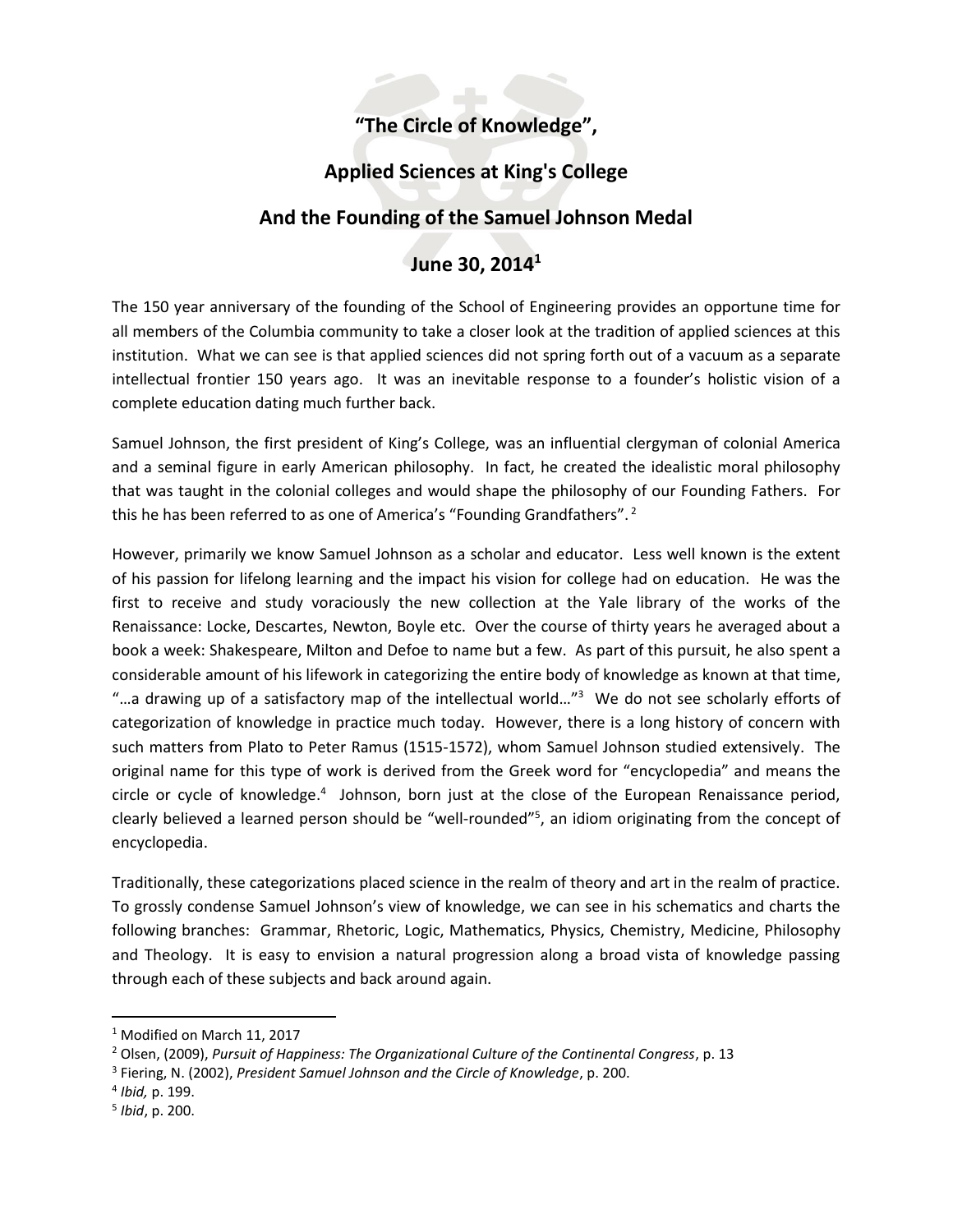# "The Circle of Knowledge",

# Applied Sciences at King's College

# And the Founding of the Samuel Johnson Medal

# June 30, 2014[1]

The 150 year anniversary of the founding of the School of Engineering provides an opportune time for all members of the Columbia community to take a closer look at the tradition of applied sciences at this institution. What we can see is that applied sciences did not spring forth out of a vacuum as a separate intellectual frontier 150 years ago. It was an inevitable response to a founder's holistic vision of a complete education dating much further back.

Samuel Johnson, the first president of King's College, was an influential clergyman of colonial America and a seminal figure in early American philosophy. In fact, he created the idealistic moral philosophy that was taught in the colonial colleges and would shape the philosophy of our Founding Fathers. For this he has been referred to as one of America's "Founding Grandfathers".[2]

However, primarily we know Samuel Johnson as a scholar and educator. Less well known is the extent of his passion for lifelong learning and the impact his vision for college had on education. He was the first to receive and study voraciously the new collection at the Yale library of the works of the Renaissance: Locke, Descartes, Newton, Boyle etc. Over the course of thirty years he averaged about a book a week: Shakespeare, Milton and Defoe to name but a few. As part of this pursuit, he also spent a considerable amount of his lifework in categorizing the entire body of knowledge as known at that time, "…a drawing up of a satisfactory map of the intellectual world…"[3] We do not see scholarly efforts of categorization of knowledge in practice much today. However, there is a long history of concern with such matters from Plato to Peter Ramus (1515-1572), whom Samuel Johnson studied extensively. The original name for this type of work is derived from the Greek word for "encyclopedia" and means the circle or cycle of knowledge.[4] Johnson, born just at the close of the European Renaissance period, clearly believed a learned person should be "well-rounded"[5], an idiom originating from the concept of encyclopedia.

Traditionally, these categorizations placed science in the realm of theory and art in the realm of practice. To grossly condense Samuel Johnson's view of knowledge, we can see in his schematics and charts the following branches: Grammar, Rhetoric, Logic, Mathematics, Physics, Chemistry, Medicine, Philosophy and Theology. It is easy to envision a natural progression along a broad vista of knowledge passing through each of these subjects and back around again.

---

[1] Modified on March 11, 2017

[2] Olsen, (2009), *Pursuit of Happiness: The Organizational Culture of the Continental Congress*, p. 13

[3] Fiering, N. (2002), *President Samuel Johnson and the Circle of Knowledge*, p. 200.

[4] *Ibid,* p. 199.

[5] *Ibid*, p. 200.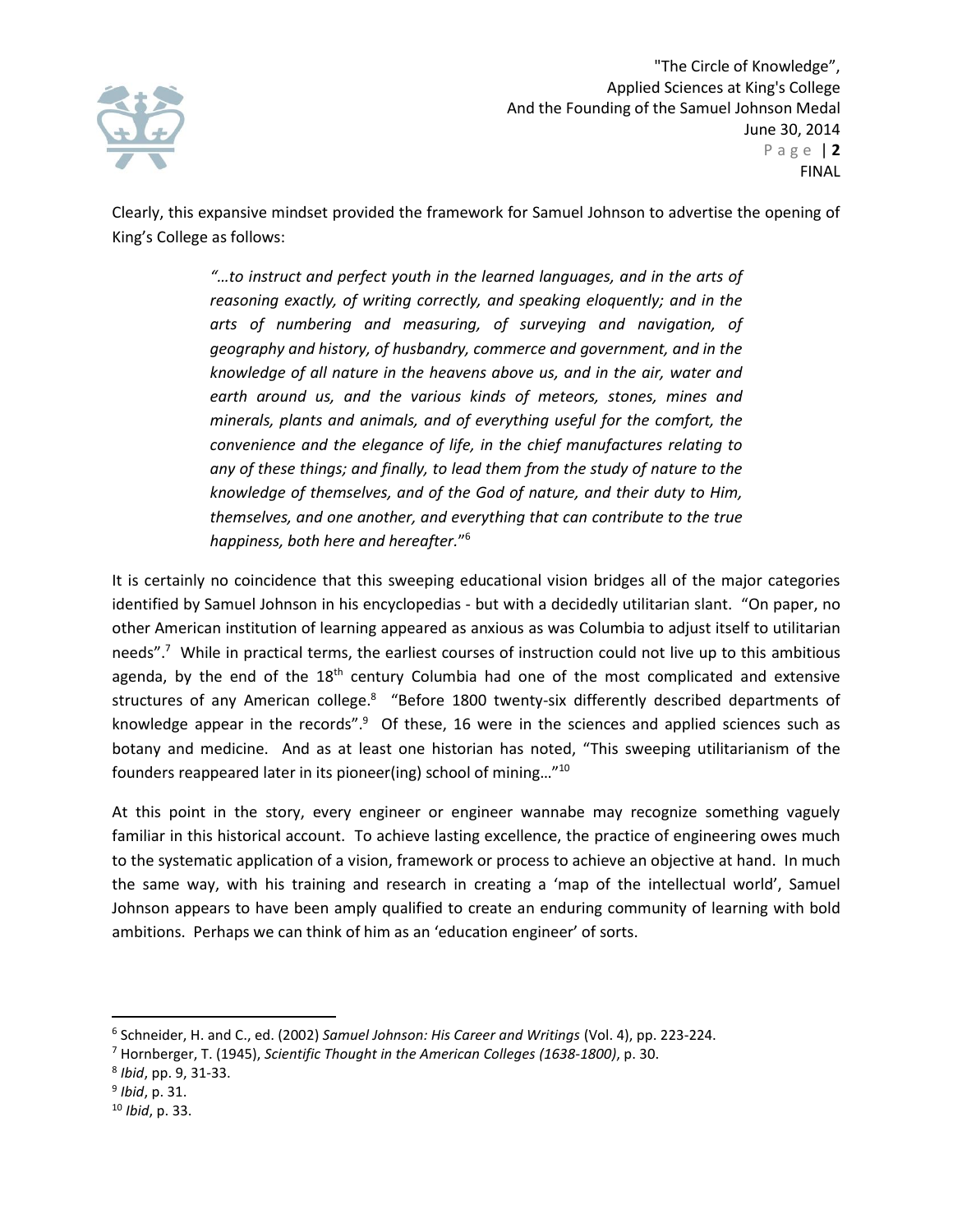Clearly, this expansive mindset provided the framework for Samuel Johnson to advertise the opening of King's College as follows:

> *"…to instruct and perfect youth in the learned languages, and in the arts of reasoning exactly, of writing correctly, and speaking eloquently; and in the arts of numbering and measuring, of surveying and navigation, of geography and history, of husbandry, commerce and government, and in the knowledge of all nature in the heavens above us, and in the air, water and earth around us, and the various kinds of meteors, stones, mines and minerals, plants and animals, and of everything useful for the comfort, the convenience and the elegance of life, in the chief manufactures relating to any of these things; and finally, to lead them from the study of nature to the knowledge of themselves, and of the God of nature, and their duty to Him, themselves, and one another, and everything that can contribute to the true happiness, both here and hereafter."*[6]

It is certainly no coincidence that this sweeping educational vision bridges all of the major categories identified by Samuel Johnson in his encyclopedias - but with a decidedly utilitarian slant. "On paper, no other American institution of learning appeared as anxious as was Columbia to adjust itself to utilitarian needs".[7] While in practical terms, the earliest courses of instruction could not live up to this ambitious agenda, by the end of the 18th century Columbia had one of the most complicated and extensive structures of any American college.[8] "Before 1800 twenty-six differently described departments of knowledge appear in the records".[9] Of these, 16 were in the sciences and applied sciences such as botany and medicine. And as at least one historian has noted, "This sweeping utilitarianism of the founders reappeared later in its pioneer(ing) school of mining…"[10]

At this point in the story, every engineer or engineer wannabe may recognize something vaguely familiar in this historical account. To achieve lasting excellence, the practice of engineering owes much to the systematic application of a vision, framework or process to achieve an objective at hand. In much the same way, with his training and research in creating a 'map of the intellectual world', Samuel Johnson appears to have been amply qualified to create an enduring community of learning with bold ambitions. Perhaps we can think of him as an 'education engineer' of sorts.

---

[6] Schneider, H. and C., ed. (2002) *Samuel Johnson: His Career and Writings* (Vol. 4), pp. 223-224.

[7] Hornberger, T. (1945), *Scientific Thought in the American Colleges (1638-1800)*, p. 30.

[8] *Ibid*, pp. 9, 31-33.

[9] *Ibid*, p. 31.

[10] *Ibid*, p. 33.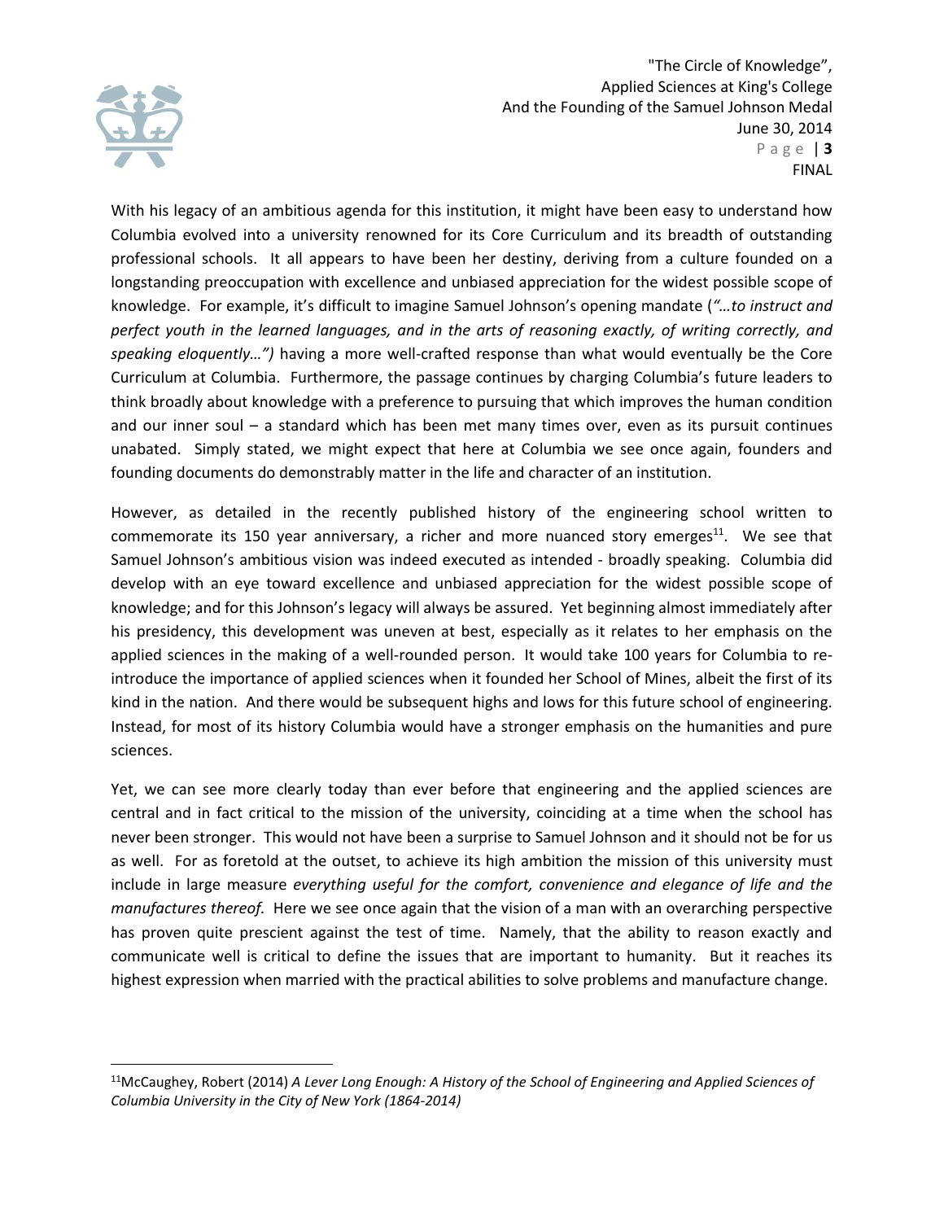With his legacy of an ambitious agenda for this institution, it might have been easy to understand how Columbia evolved into a university renowned for its Core Curriculum and its breadth of outstanding professional schools. It all appears to have been her destiny, deriving from a culture founded on a longstanding preoccupation with excellence and unbiased appreciation for the widest possible scope of knowledge. For example, it's difficult to imagine Samuel Johnson's opening mandate (*"…to instruct and perfect youth in the learned languages, and in the arts of reasoning exactly, of writing correctly, and speaking eloquently…")* having a more well-crafted response than what would eventually be the Core Curriculum at Columbia. Furthermore, the passage continues by charging Columbia's future leaders to think broadly about knowledge with a preference to pursuing that which improves the human condition and our inner soul – a standard which has been met many times over, even as its pursuit continues unabated. Simply stated, we might expect that here at Columbia we see once again, founders and founding documents do demonstrably matter in the life and character of an institution.

However, as detailed in the recently published history of the engineering school written to commemorate its 150 year anniversary, a richer and more nuanced story emerges[11]. We see that Samuel Johnson's ambitious vision was indeed executed as intended - broadly speaking. Columbia did develop with an eye toward excellence and unbiased appreciation for the widest possible scope of knowledge; and for this Johnson's legacy will always be assured. Yet beginning almost immediately after his presidency, this development was uneven at best, especially as it relates to her emphasis on the applied sciences in the making of a well-rounded person. It would take 100 years for Columbia to re-introduce the importance of applied sciences when it founded her School of Mines, albeit the first of its kind in the nation. And there would be subsequent highs and lows for this future school of engineering. Instead, for most of its history Columbia would have a stronger emphasis on the humanities and pure sciences.

Yet, we can see more clearly today than ever before that engineering and the applied sciences are central and in fact critical to the mission of the university, coinciding at a time when the school has never been stronger. This would not have been a surprise to Samuel Johnson and it should not be for us as well. For as foretold at the outset, to achieve its high ambition the mission of this university must include in large measure *everything useful for the comfort, convenience and elegance of life and the manufactures thereof.* Here we see once again that the vision of a man with an overarching perspective has proven quite prescient against the test of time. Namely, that the ability to reason exactly and communicate well is critical to define the issues that are important to humanity. But it reaches its highest expression when married with the practical abilities to solve problems and manufacture change.

---

[11]McCaughey, Robert (2014) *A Lever Long Enough: A History of the School of Engineering and Applied Sciences of Columbia University in the City of New York (1864-2014)*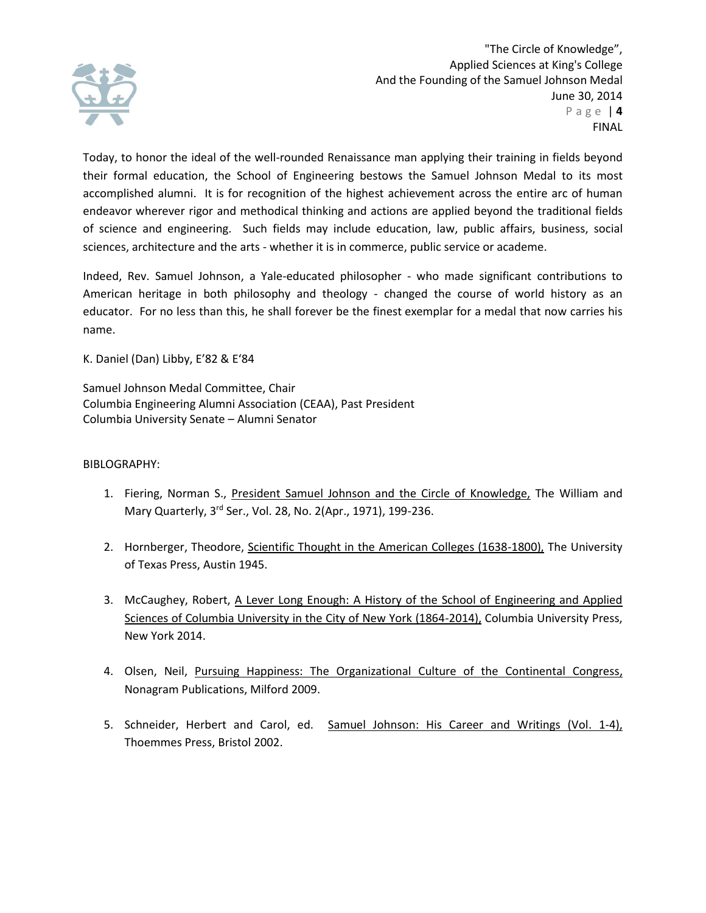Today, to honor the ideal of the well-rounded Renaissance man applying their training in fields beyond their formal education, the School of Engineering bestows the Samuel Johnson Medal to its most accomplished alumni. It is for recognition of the highest achievement across the entire arc of human endeavor wherever rigor and methodical thinking and actions are applied beyond the traditional fields of science and engineering. Such fields may include education, law, public affairs, business, social sciences, architecture and the arts - whether it is in commerce, public service or academe.

Indeed, Rev. Samuel Johnson, a Yale-educated philosopher - who made significant contributions to American heritage in both philosophy and theology - changed the course of world history as an educator. For no less than this, he shall forever be the finest exemplar for a medal that now carries his name.

K. Daniel (Dan) Libby, E'82 & E'84

Samuel Johnson Medal Committee, Chair
Columbia Engineering Alumni Association (CEAA), Past President
Columbia University Senate – Alumni Senator

BIBLOGRAPHY:

1. Fiering, Norman S., President Samuel Johnson and the Circle of Knowledge, The William and Mary Quarterly, 3rd Ser., Vol. 28, No. 2(Apr., 1971), 199-236.

2. Hornberger, Theodore, Scientific Thought in the American Colleges (1638-1800), The University of Texas Press, Austin 1945.

3. McCaughey, Robert, A Lever Long Enough: A History of the School of Engineering and Applied Sciences of Columbia University in the City of New York (1864-2014), Columbia University Press, New York 2014.

4. Olsen, Neil, Pursuing Happiness: The Organizational Culture of the Continental Congress, Nonagram Publications, Milford 2009.

5. Schneider, Herbert and Carol, ed. Samuel Johnson: His Career and Writings (Vol. 1-4), Thoemmes Press, Bristol 2002.